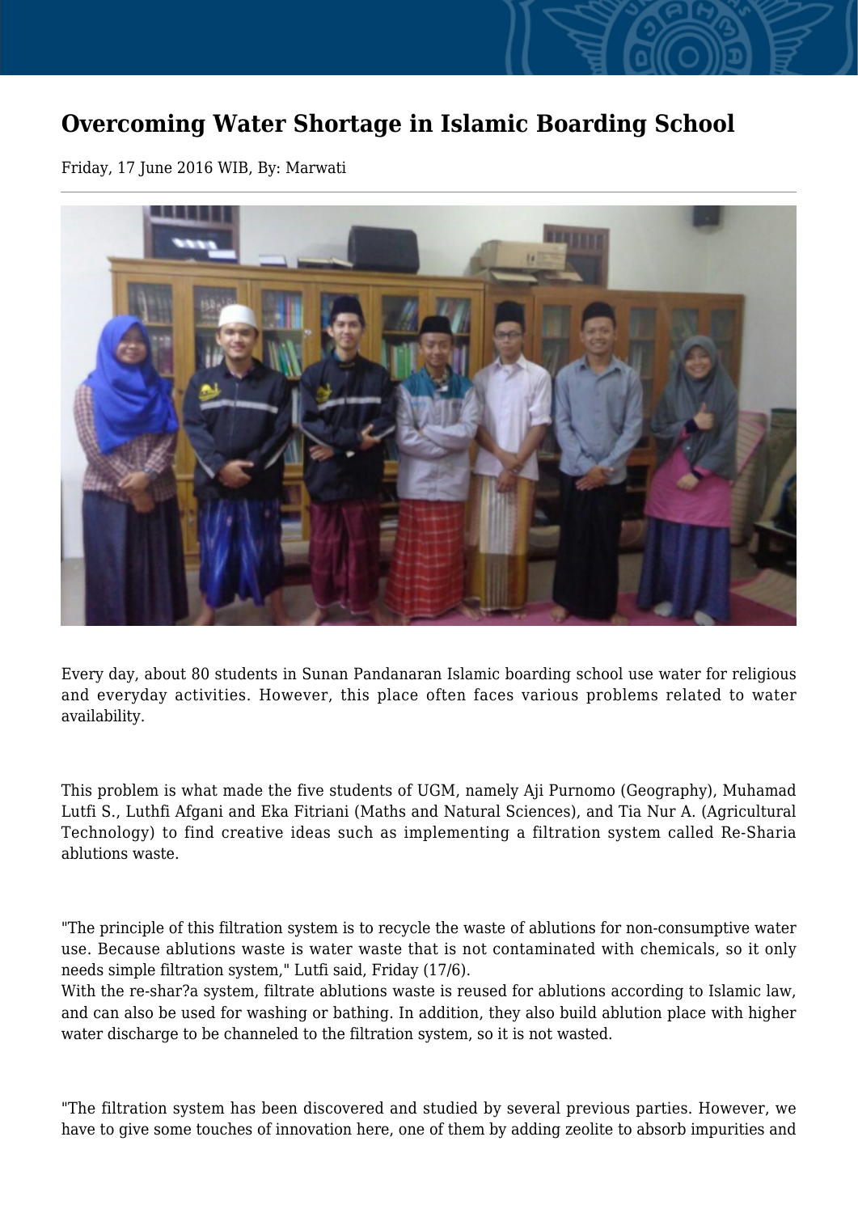# Overcoming Water Shortage in Islamic Boarding School

Friday, 17 June 2016 WIB, By: Marwati

---

Every day, about 80 students in Sunan Pandanaran Islamic boarding school use water for religious and everyday activities. However, this place often faces various problems related to water availability.

This problem is what made the five students of UGM, namely Aji Purnomo (Geography), Muhamad Lutfi S., Luthfi Afgani and Eka Fitriani (Maths and Natural Sciences), and Tia Nur A. (Agricultural Technology) to find creative ideas such as implementing a filtration system called Re-Sharia ablutions waste.

"The principle of this filtration system is to recycle the waste of ablutions for non-consumptive water use. Because ablutions waste is water waste that is not contaminated with chemicals, so it only needs simple filtration system," Lutfi said, Friday (17/6).
With the re-shar?a system, filtrate ablutions waste is reused for ablutions according to Islamic law, and can also be used for washing or bathing. In addition, they also build ablution place with higher water discharge to be channeled to the filtration system, so it is not wasted.

"The filtration system has been discovered and studied by several previous parties. However, we have to give some touches of innovation here, one of them by adding zeolite to absorb impurities and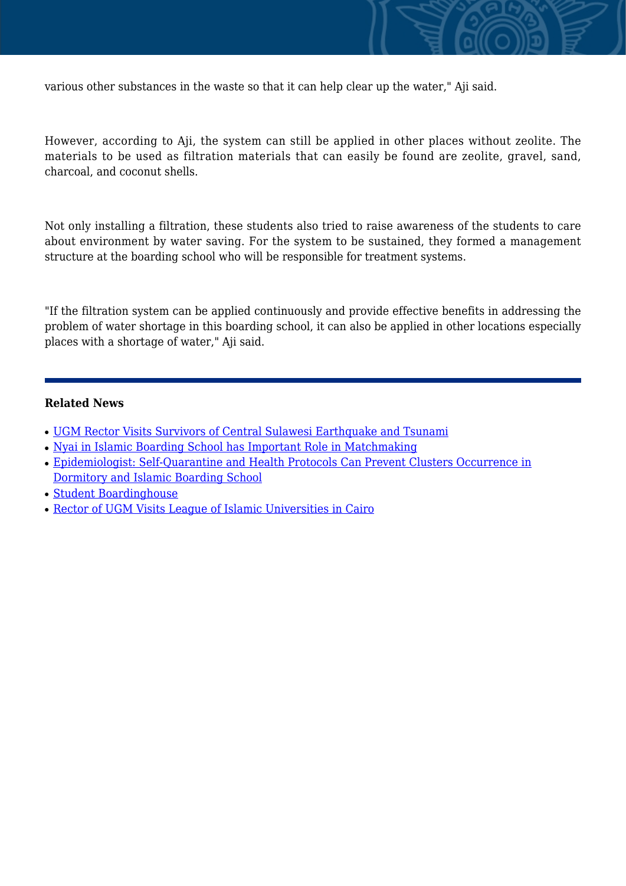various other substances in the waste so that it can help clear up the water," Aji said.

However, according to Aji, the system can still be applied in other places without zeolite. The materials to be used as filtration materials that can easily be found are zeolite, gravel, sand, charcoal, and coconut shells.

Not only installing a filtration, these students also tried to raise awareness of the students to care about environment by water saving. For the system to be sustained, they formed a management structure at the boarding school who will be responsible for treatment systems.

"If the filtration system can be applied continuously and provide effective benefits in addressing the problem of water shortage in this boarding school, it can also be applied in other locations especially places with a shortage of water," Aji said.

---

**Related News**

- UGM Rector Visits Survivors of Central Sulawesi Earthquake and Tsunami
- Nyai in Islamic Boarding School has Important Role in Matchmaking
- Epidemiologist: Self-Quarantine and Health Protocols Can Prevent Clusters Occurrence in Dormitory and Islamic Boarding School
- Student Boardinghouse
- Rector of UGM Visits League of Islamic Universities in Cairo